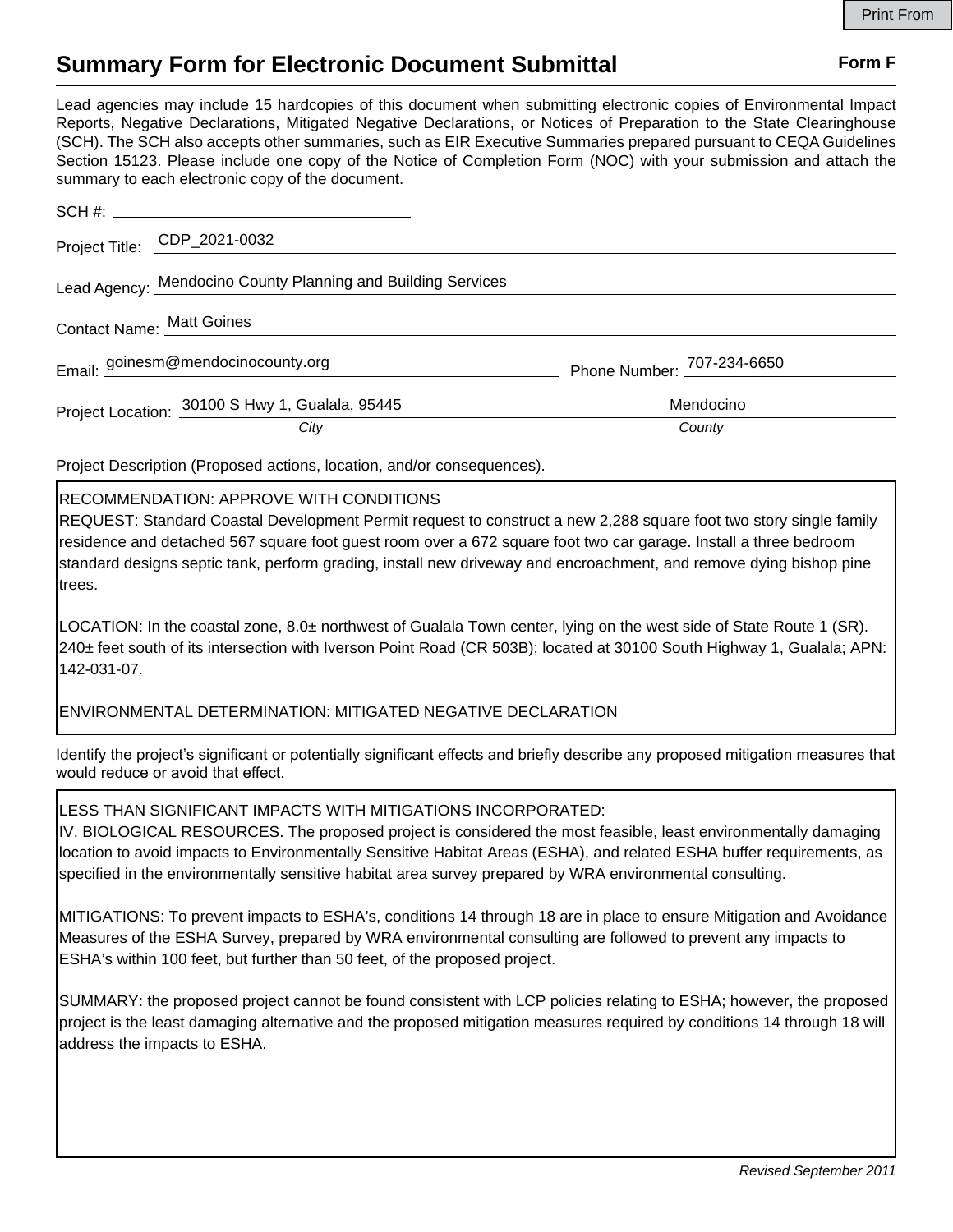Print From

# Summary Form for Electronic Document Submittal

**Form F**

Lead agencies may include 15 hardcopies of this document when submitting electronic copies of Environmental Impact Reports, Negative Declarations, Mitigated Negative Declarations, or Notices of Preparation to the State Clearinghouse (SCH). The SCH also accepts other summaries, such as EIR Executive Summaries prepared pursuant to CEQA Guidelines Section 15123. Please include one copy of the Notice of Completion Form (NOC) with your submission and attach the summary to each electronic copy of the document.

SCH #: ______________________

Project Title: CDP_2021-0032

Lead Agency: Mendocino County Planning and Building Services

Contact Name: Matt Goines

Email: goinesm@mendocinocounty.org    Phone Number: 707-234-6650

Project Location: 30100 S Hwy 1, Gualala, 95445 (*City*)    Mendocino (*County*)

Project Description (Proposed actions, location, and/or consequences).

RECOMMENDATION: APPROVE WITH CONDITIONS
REQUEST: Standard Coastal Development Permit request to construct a new 2,288 square foot two story single family residence and detached 567 square foot guest room over a 672 square foot two car garage. Install a three bedroom standard designs septic tank, perform grading, install new driveway and encroachment, and remove dying bishop pine trees.

LOCATION: In the coastal zone, 8.0± northwest of Gualala Town center, lying on the west side of State Route 1 (SR). 240± feet south of its intersection with Iverson Point Road (CR 503B); located at 30100 South Highway 1, Gualala; APN: 142-031-07.

ENVIRONMENTAL DETERMINATION: MITIGATED NEGATIVE DECLARATION

Identify the project's significant or potentially significant effects and briefly describe any proposed mitigation measures that would reduce or avoid that effect.

LESS THAN SIGNIFICANT IMPACTS WITH MITIGATIONS INCORPORATED:
IV. BIOLOGICAL RESOURCES. The proposed project is considered the most feasible, least environmentally damaging location to avoid impacts to Environmentally Sensitive Habitat Areas (ESHA), and related ESHA buffer requirements, as specified in the environmentally sensitive habitat area survey prepared by WRA environmental consulting.

MITIGATIONS: To prevent impacts to ESHA's, conditions 14 through 18 are in place to ensure Mitigation and Avoidance Measures of the ESHA Survey, prepared by WRA environmental consulting are followed to prevent any impacts to ESHA's within 100 feet, but further than 50 feet, of the proposed project.

SUMMARY: the proposed project cannot be found consistent with LCP policies relating to ESHA; however, the proposed project is the least damaging alternative and the proposed mitigation measures required by conditions 14 through 18 will address the impacts to ESHA.

*Revised September 2011*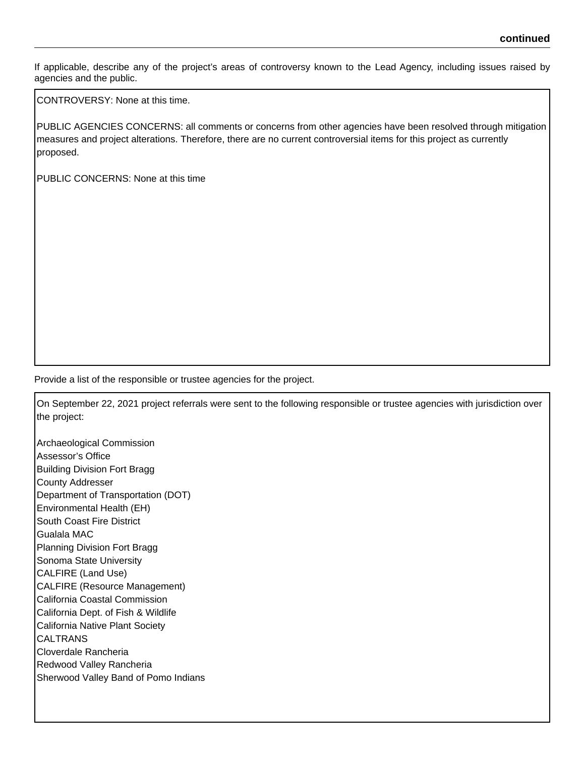**continued**

If applicable, describe any of the project's areas of controversy known to the Lead Agency, including issues raised by agencies and the public.

CONTROVERSY: None at this time.

PUBLIC AGENCIES CONCERNS: all comments or concerns from other agencies have been resolved through mitigation measures and project alterations. Therefore, there are no current controversial items for this project as currently proposed.

PUBLIC CONCERNS: None at this time

Provide a list of the responsible or trustee agencies for the project.

On September 22, 2021 project referrals were sent to the following responsible or trustee agencies with jurisdiction over the project:

Archaeological Commission
Assessor's Office
Building Division Fort Bragg
County Addresser
Department of Transportation (DOT)
Environmental Health (EH)
South Coast Fire District
Gualala MAC
Planning Division Fort Bragg
Sonoma State University
CALFIRE (Land Use)
CALFIRE (Resource Management)
California Coastal Commission
California Dept. of Fish & Wildlife
California Native Plant Society
CALTRANS
Cloverdale Rancheria
Redwood Valley Rancheria
Sherwood Valley Band of Pomo Indians